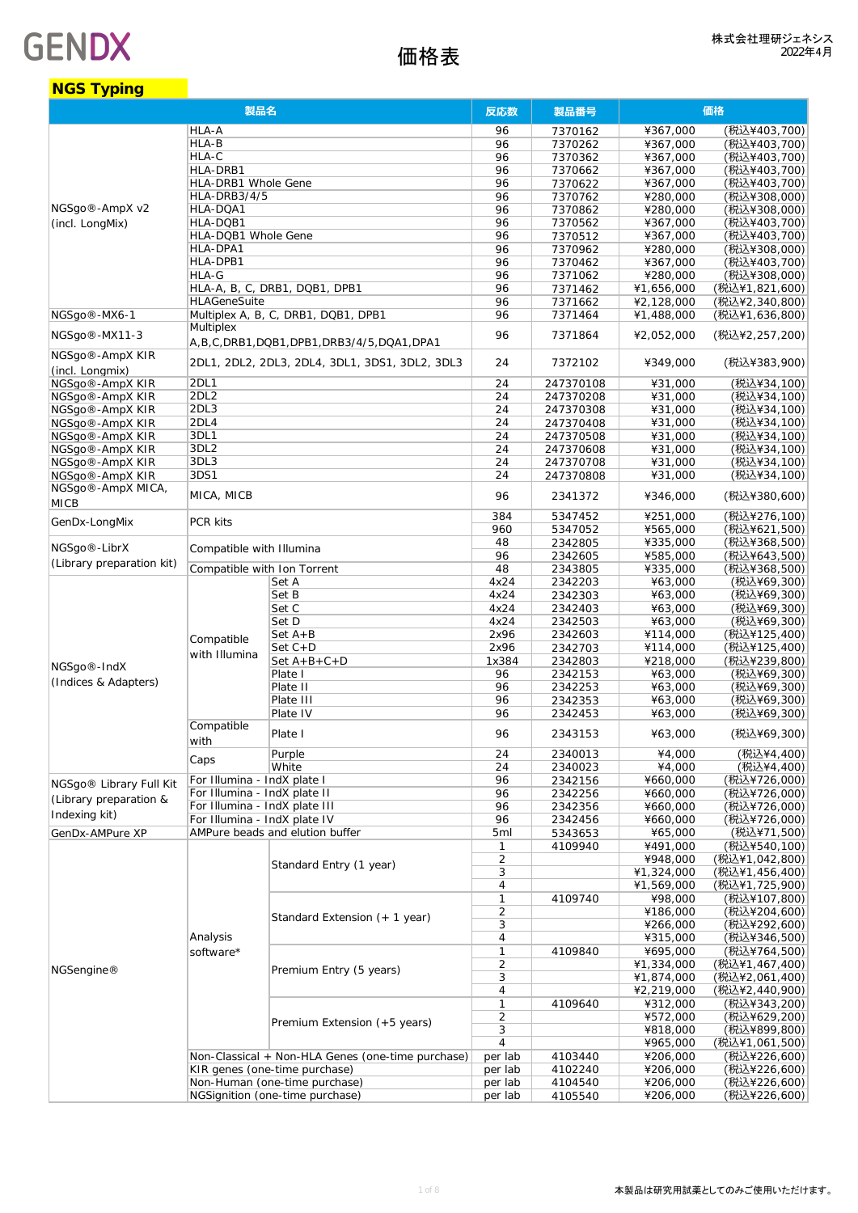GENDX

# 価格表

株式会社理研ジェネシス
2022年4月

## NGS Typing

| 製品名 | | | 反応数 | 製品番号 | 価格 | |
|---|---|---|---|---|---|---|
| NGSgo®-AmpX v2 (incl. LongMix) | HLA-A | | 96 | 7370162 | ¥367,000 | (税込¥403,700) |
| | HLA-B | | 96 | 7370262 | ¥367,000 | (税込¥403,700) |
| | HLA-C | | 96 | 7370362 | ¥367,000 | (税込¥403,700) |
| | HLA-DRB1 | | 96 | 7370662 | ¥367,000 | (税込¥403,700) |
| | HLA-DRB1 Whole Gene | | 96 | 7370622 | ¥367,000 | (税込¥403,700) |
| | HLA-DRB3/4/5 | | 96 | 7370762 | ¥280,000 | (税込¥308,000) |
| | HLA-DQA1 | | 96 | 7370862 | ¥280,000 | (税込¥308,000) |
| | HLA-DQB1 | | 96 | 7370562 | ¥367,000 | (税込¥403,700) |
| | HLA-DQB1 Whole Gene | | 96 | 7370512 | ¥367,000 | (税込¥403,700) |
| | HLA-DPA1 | | 96 | 7370962 | ¥280,000 | (税込¥308,000) |
| | HLA-DPB1 | | 96 | 7370462 | ¥367,000 | (税込¥403,700) |
| | HLA-G | | 96 | 7371062 | ¥280,000 | (税込¥308,000) |
| | HLA-A, B, C, DRB1, DQB1, DPB1 | | 96 | 7371462 | ¥1,656,000 | (税込¥1,821,600) |
| | HLAGeneSuite | | 96 | 7371662 | ¥2,128,000 | (税込¥2,340,800) |
| NGSgo®-MX6-1 | Multiplex A, B, C, DRB1, DQB1, DPB1 | | 96 | 7371464 | ¥1,488,000 | (税込¥1,636,800) |
| NGSgo®-MX11-3 | Multiplex A,B,C,DRB1,DQB1,DPB1,DRB3/4/5,DQA1,DPA1 | | 96 | 7371864 | ¥2,052,000 | (税込¥2,257,200) |
| NGSgo®-AmpX KIR (incl. Longmix) | 2DL1, 2DL2, 2DL3, 2DL4, 3DL1, 3DS1, 3DL2, 3DL3 | | 24 | 7372102 | ¥349,000 | (税込¥383,900) |
| NGSgo®-AmpX KIR | 2DL1 | | 24 | 247370108 | ¥31,000 | (税込¥34,100) |
| NGSgo®-AmpX KIR | 2DL2 | | 24 | 247370208 | ¥31,000 | (税込¥34,100) |
| NGSgo®-AmpX KIR | 2DL3 | | 24 | 247370308 | ¥31,000 | (税込¥34,100) |
| NGSgo®-AmpX KIR | 2DL4 | | 24 | 247370408 | ¥31,000 | (税込¥34,100) |
| NGSgo®-AmpX KIR | 3DL1 | | 24 | 247370508 | ¥31,000 | (税込¥34,100) |
| NGSgo®-AmpX KIR | 3DL2 | | 24 | 247370608 | ¥31,000 | (税込¥34,100) |
| NGSgo®-AmpX KIR | 3DL3 | | 24 | 247370708 | ¥31,000 | (税込¥34,100) |
| NGSgo®-AmpX KIR | 3DS1 | | 24 | 247370808 | ¥31,000 | (税込¥34,100) |
| NGSgo®-AmpX MICA, MICB | MICA, MICB | | 96 | 2341372 | ¥346,000 | (税込¥380,600) |
| GenDx-LongMix | PCR kits | | 384 | 5347452 | ¥251,000 | (税込¥276,100) |
| | | | 960 | 5347052 | ¥565,000 | (税込¥621,500) |
| NGSgo®-LibrX (Library preparation kit) | Compatible with Illumina | | 48 | 2342805 | ¥335,000 | (税込¥368,500) |
| | | | 96 | 2342605 | ¥585,000 | (税込¥643,500) |
| | Compatible with Ion Torrent | | 48 | 2343805 | ¥335,000 | (税込¥368,500) |
| NGSgo®-IndX (Indices & Adapters) | Compatible with Illumina | Set A | 4x24 | 2342203 | ¥63,000 | (税込¥69,300) |
| | | Set B | 4x24 | 2342303 | ¥63,000 | (税込¥69,300) |
| | | Set C | 4x24 | 2342403 | ¥63,000 | (税込¥69,300) |
| | | Set D | 4x24 | 2342503 | ¥63,000 | (税込¥69,300) |
| | | Set A+B | 2x96 | 2342603 | ¥114,000 | (税込¥125,400) |
| | | Set C+D | 2x96 | 2342703 | ¥114,000 | (税込¥125,400) |
| | | Set A+B+C+D | 1x384 | 2342803 | ¥218,000 | (税込¥239,800) |
| | | Plate I | 96 | 2342153 | ¥63,000 | (税込¥69,300) |
| | | Plate II | 96 | 2342253 | ¥63,000 | (税込¥69,300) |
| | | Plate III | 96 | 2342353 | ¥63,000 | (税込¥69,300) |
| | | Plate IV | 96 | 2342453 | ¥63,000 | (税込¥69,300) |
| | Compatible with | Plate I | 96 | 2343153 | ¥63,000 | (税込¥69,300) |
| | Caps | Purple | 24 | 2340013 | ¥4,000 | (税込¥4,400) |
| | | White | 24 | 2340023 | ¥4,000 | (税込¥4,400) |
| NGSgo® Library Full Kit (Library preparation & Indexing kit) | For Illumina - IndX plate I | | 96 | 2342156 | ¥660,000 | (税込¥726,000) |
| | For Illumina - IndX plate II | | 96 | 2342256 | ¥660,000 | (税込¥726,000) |
| | For Illumina - IndX plate III | | 96 | 2342356 | ¥660,000 | (税込¥726,000) |
| | For Illumina - IndX plate IV | | 96 | 2342456 | ¥660,000 | (税込¥726,000) |
| GenDx-AMPure XP | AMPure beads and elution buffer | | 5ml | 5343653 | ¥65,000 | (税込¥71,500) |
| NGSengine® | Analysis software* | Standard Entry (1 year) | 1 | 4109940 | ¥491,000 | (税込¥540,100) |
| | | | 2 | | ¥948,000 | (税込¥1,042,800) |
| | | | 3 | | ¥1,324,000 | (税込¥1,456,400) |
| | | | 4 | | ¥1,569,000 | (税込¥1,725,900) |
| | | Standard Extension (+ 1 year) | 1 | 4109740 | ¥98,000 | (税込¥107,800) |
| | | | 2 | | ¥186,000 | (税込¥204,600) |
| | | | 3 | | ¥266,000 | (税込¥292,600) |
| | | | 4 | | ¥315,000 | (税込¥346,500) |
| | | Premium Entry (5 years) | 1 | 4109840 | ¥695,000 | (税込¥764,500) |
| | | | 2 | | ¥1,334,000 | (税込¥1,467,400) |
| | | | 3 | | ¥1,874,000 | (税込¥2,061,400) |
| | | | 4 | | ¥2,219,000 | (税込¥2,440,900) |
| | | Premium Extension (+5 years) | 1 | 4109640 | ¥312,000 | (税込¥343,200) |
| | | | 2 | | ¥572,000 | (税込¥629,200) |
| | | | 3 | | ¥818,000 | (税込¥899,800) |
| | | | 4 | | ¥965,000 | (税込¥1,061,500) |
| | Non-Classical + Non-HLA Genes (one-time purchase) | | per lab | 4103440 | ¥206,000 | (税込¥226,600) |
| | KIR genes (one-time purchase) | | per lab | 4102240 | ¥206,000 | (税込¥226,600) |
| | Non-Human (one-time purchase) | | per lab | 4104540 | ¥206,000 | (税込¥226,600) |
| | NGSignition (one-time purchase) | | per lab | 4105540 | ¥206,000 | (税込¥226,600) |

本製品は研究用試薬としてのみご使用いただけます。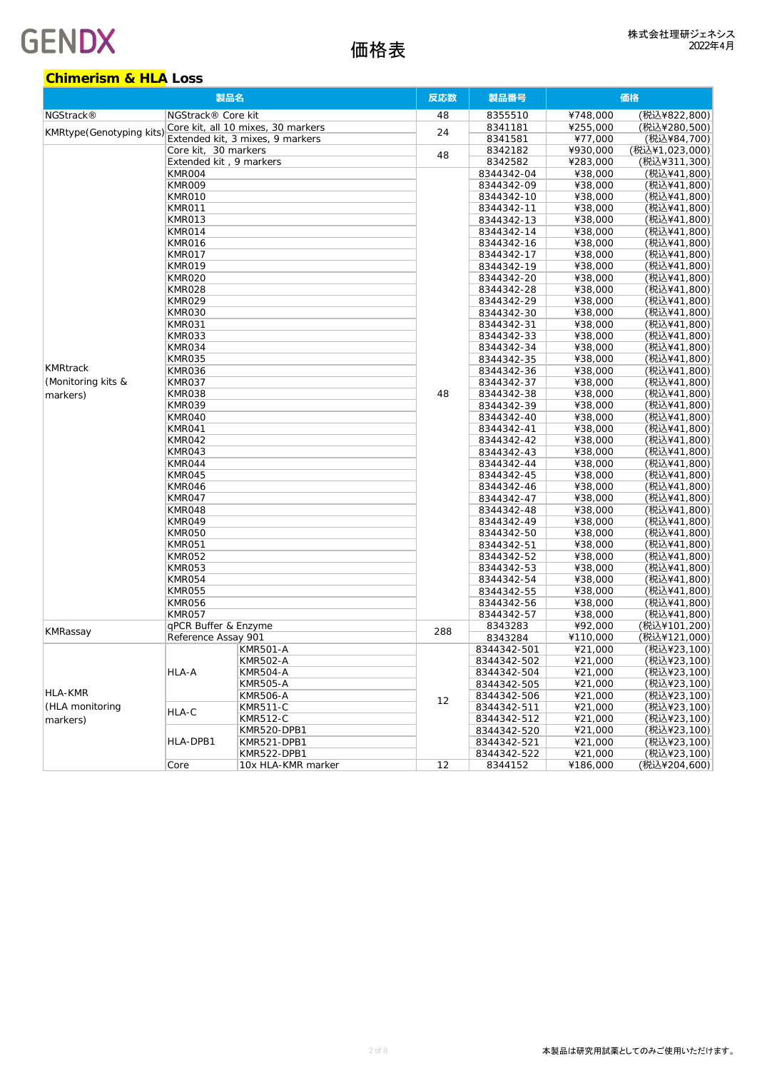GENDX

# 価格表

株式会社理研ジェネシス
2022年4月

## Chimerism & HLA Loss

| 製品名 | | | 反応数 | 製品番号 | 価格 | |
|---|---|---|---|---|---|---|
| NGStrack® | NGStrack® Core kit | | 48 | 8355510 | ¥748,000 | (税込¥822,800) |
| KMRtype(Genotyping kits) | Core kit, all 10 mixes, 30 markers | | 24 | 8341181 | ¥255,000 | (税込¥280,500) |
| | Extended kit, 3 mixes, 9 markers | | | 8341581 | ¥77,000 | (税込¥84,700) |
| KMRtrack (Monitoring kits & markers) | Core kit, 30 markers | | 48 | 8342182 | ¥930,000 | (税込¥1,023,000) |
| | Extended kit , 9 markers | | | 8342582 | ¥283,000 | (税込¥311,300) |
| | KMR004 | | 48 | 8344342-04 | ¥38,000 | (税込¥41,800) |
| | KMR009 | | | 8344342-09 | ¥38,000 | (税込¥41,800) |
| | KMR010 | | | 8344342-10 | ¥38,000 | (税込¥41,800) |
| | KMR011 | | | 8344342-11 | ¥38,000 | (税込¥41,800) |
| | KMR013 | | | 8344342-13 | ¥38,000 | (税込¥41,800) |
| | KMR014 | | | 8344342-14 | ¥38,000 | (税込¥41,800) |
| | KMR016 | | | 8344342-16 | ¥38,000 | (税込¥41,800) |
| | KMR017 | | | 8344342-17 | ¥38,000 | (税込¥41,800) |
| | KMR019 | | | 8344342-19 | ¥38,000 | (税込¥41,800) |
| | KMR020 | | | 8344342-20 | ¥38,000 | (税込¥41,800) |
| | KMR028 | | | 8344342-28 | ¥38,000 | (税込¥41,800) |
| | KMR029 | | | 8344342-29 | ¥38,000 | (税込¥41,800) |
| | KMR030 | | | 8344342-30 | ¥38,000 | (税込¥41,800) |
| | KMR031 | | | 8344342-31 | ¥38,000 | (税込¥41,800) |
| | KMR033 | | | 8344342-33 | ¥38,000 | (税込¥41,800) |
| | KMR034 | | | 8344342-34 | ¥38,000 | (税込¥41,800) |
| | KMR035 | | | 8344342-35 | ¥38,000 | (税込¥41,800) |
| | KMR036 | | | 8344342-36 | ¥38,000 | (税込¥41,800) |
| | KMR037 | | | 8344342-37 | ¥38,000 | (税込¥41,800) |
| | KMR038 | | | 8344342-38 | ¥38,000 | (税込¥41,800) |
| | KMR039 | | | 8344342-39 | ¥38,000 | (税込¥41,800) |
| | KMR040 | | | 8344342-40 | ¥38,000 | (税込¥41,800) |
| | KMR041 | | | 8344342-41 | ¥38,000 | (税込¥41,800) |
| | KMR042 | | | 8344342-42 | ¥38,000 | (税込¥41,800) |
| | KMR043 | | | 8344342-43 | ¥38,000 | (税込¥41,800) |
| | KMR044 | | | 8344342-44 | ¥38,000 | (税込¥41,800) |
| | KMR045 | | | 8344342-45 | ¥38,000 | (税込¥41,800) |
| | KMR046 | | | 8344342-46 | ¥38,000 | (税込¥41,800) |
| | KMR047 | | | 8344342-47 | ¥38,000 | (税込¥41,800) |
| | KMR048 | | | 8344342-48 | ¥38,000 | (税込¥41,800) |
| | KMR049 | | | 8344342-49 | ¥38,000 | (税込¥41,800) |
| | KMR050 | | | 8344342-50 | ¥38,000 | (税込¥41,800) |
| | KMR051 | | | 8344342-51 | ¥38,000 | (税込¥41,800) |
| | KMR052 | | | 8344342-52 | ¥38,000 | (税込¥41,800) |
| | KMR053 | | | 8344342-53 | ¥38,000 | (税込¥41,800) |
| | KMR054 | | | 8344342-54 | ¥38,000 | (税込¥41,800) |
| | KMR055 | | | 8344342-55 | ¥38,000 | (税込¥41,800) |
| | KMR056 | | | 8344342-56 | ¥38,000 | (税込¥41,800) |
| | KMR057 | | | 8344342-57 | ¥38,000 | (税込¥41,800) |
| KMRassay | qPCR Buffer & Enzyme | | 288 | 8343283 | ¥92,000 | (税込¥101,200) |
| | Reference Assay 901 | | | 8343284 | ¥110,000 | (税込¥121,000) |
| HLA-KMR (HLA monitoring markers) | HLA-A | KMR501-A | 12 | 8344342-501 | ¥21,000 | (税込¥23,100) |
| | | KMR502-A | | 8344342-502 | ¥21,000 | (税込¥23,100) |
| | | KMR504-A | | 8344342-504 | ¥21,000 | (税込¥23,100) |
| | | KMR505-A | | 8344342-505 | ¥21,000 | (税込¥23,100) |
| | | KMR506-A | | 8344342-506 | ¥21,000 | (税込¥23,100) |
| | HLA-C | KMR511-C | | 8344342-511 | ¥21,000 | (税込¥23,100) |
| | | KMR512-C | | 8344342-512 | ¥21,000 | (税込¥23,100) |
| | HLA-DPB1 | KMR520-DPB1 | | 8344342-520 | ¥21,000 | (税込¥23,100) |
| | | KMR521-DPB1 | | 8344342-521 | ¥21,000 | (税込¥23,100) |
| | | KMR522-DPB1 | | 8344342-522 | ¥21,000 | (税込¥23,100) |
| | Core | 10x HLA-KMR marker | 12 | 8344152 | ¥186,000 | (税込¥204,600) |

本製品は研究用試薬としてのみご使用いただけます。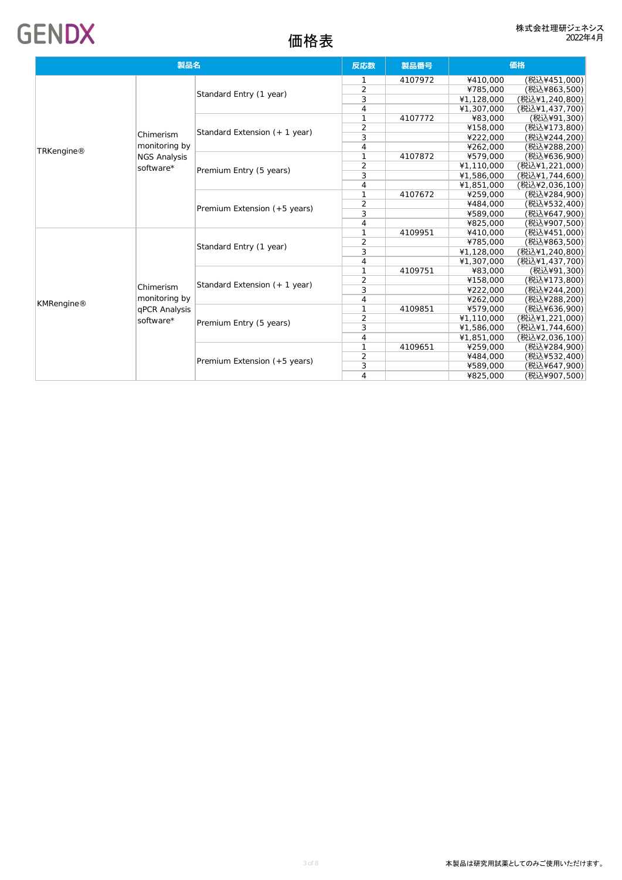GENDX

# 価格表

株式会社理研ジェネシス
2022年4月

| 製品名 | | | 反応数 | 製品番号 | 価格 | |
|---|---|---|---|---|---|---|
| TRKengine® | Chimerism monitoring by NGS Analysis software* | Standard Entry (1 year) | 1 | 4107972 | ¥410,000 | (税込¥451,000) |
| | | | 2 | | ¥785,000 | (税込¥863,500) |
| | | | 3 | | ¥1,128,000 | (税込¥1,240,800) |
| | | | 4 | | ¥1,307,000 | (税込¥1,437,700) |
| | | Standard Extension (+ 1 year) | 1 | 4107772 | ¥83,000 | (税込¥91,300) |
| | | | 2 | | ¥158,000 | (税込¥173,800) |
| | | | 3 | | ¥222,000 | (税込¥244,200) |
| | | | 4 | | ¥262,000 | (税込¥288,200) |
| | | Premium Entry (5 years) | 1 | 4107872 | ¥579,000 | (税込¥636,900) |
| | | | 2 | | ¥1,110,000 | (税込¥1,221,000) |
| | | | 3 | | ¥1,586,000 | (税込¥1,744,600) |
| | | | 4 | | ¥1,851,000 | (税込¥2,036,100) |
| | | Premium Extension (+5 years) | 1 | 4107672 | ¥259,000 | (税込¥284,900) |
| | | | 2 | | ¥484,000 | (税込¥532,400) |
| | | | 3 | | ¥589,000 | (税込¥647,900) |
| | | | 4 | | ¥825,000 | (税込¥907,500) |
| KMRengine® | Chimerism monitoring by qPCR Analysis software* | Standard Entry (1 year) | 1 | 4109951 | ¥410,000 | (税込¥451,000) |
| | | | 2 | | ¥785,000 | (税込¥863,500) |
| | | | 3 | | ¥1,128,000 | (税込¥1,240,800) |
| | | | 4 | | ¥1,307,000 | (税込¥1,437,700) |
| | | Standard Extension (+ 1 year) | 1 | 4109751 | ¥83,000 | (税込¥91,300) |
| | | | 2 | | ¥158,000 | (税込¥173,800) |
| | | | 3 | | ¥222,000 | (税込¥244,200) |
| | | | 4 | | ¥262,000 | (税込¥288,200) |
| | | Premium Entry (5 years) | 1 | 4109851 | ¥579,000 | (税込¥636,900) |
| | | | 2 | | ¥1,110,000 | (税込¥1,221,000) |
| | | | 3 | | ¥1,586,000 | (税込¥1,744,600) |
| | | | 4 | | ¥1,851,000 | (税込¥2,036,100) |
| | | Premium Extension (+5 years) | 1 | 4109651 | ¥259,000 | (税込¥284,900) |
| | | | 2 | | ¥484,000 | (税込¥532,400) |
| | | | 3 | | ¥589,000 | (税込¥647,900) |
| | | | 4 | | ¥825,000 | (税込¥907,500) |

本製品は研究用試薬としてのみご使用いただけます。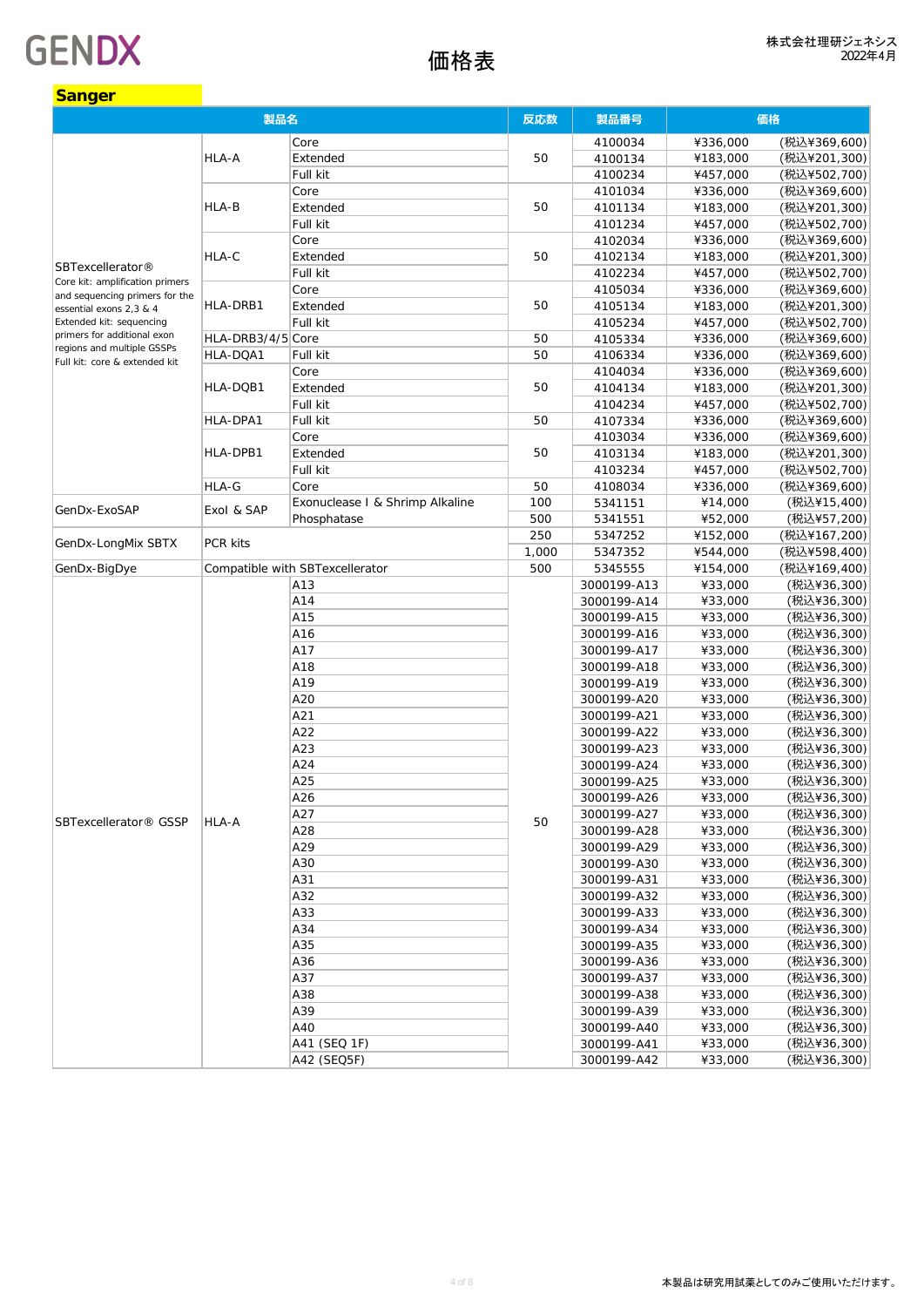GENDX

# 価格表

株式会社理研ジェネシス
2022年4月

## Sanger

| 製品名 | | | 反応数 | 製品番号 | 価格 | |
|---|---|---|---|---|---|---|
| SBTexcellerator® Core kit: amplification primers and sequencing primers for the essential exons 2,3 & 4 Extended kit: sequencing primers for additional exon regions and multiple GSSPs Full kit: core & extended kit | HLA-A | Core | 50 | 4100034 | ¥336,000 | (税込¥369,600) |
| | | Extended | | 4100134 | ¥183,000 | (税込¥201,300) |
| | | Full kit | | 4100234 | ¥457,000 | (税込¥502,700) |
| | HLA-B | Core | 50 | 4101034 | ¥336,000 | (税込¥369,600) |
| | | Extended | | 4101134 | ¥183,000 | (税込¥201,300) |
| | | Full kit | | 4101234 | ¥457,000 | (税込¥502,700) |
| | HLA-C | Core | 50 | 4102034 | ¥336,000 | (税込¥369,600) |
| | | Extended | | 4102134 | ¥183,000 | (税込¥201,300) |
| | | Full kit | | 4102234 | ¥457,000 | (税込¥502,700) |
| | HLA-DRB1 | Core | 50 | 4105034 | ¥336,000 | (税込¥369,600) |
| | | Extended | | 4105134 | ¥183,000 | (税込¥201,300) |
| | | Full kit | | 4105234 | ¥457,000 | (税込¥502,700) |
| | HLA-DRB3/4/5 | Core | 50 | 4105334 | ¥336,000 | (税込¥369,600) |
| | HLA-DQA1 | Full kit | 50 | 4106334 | ¥336,000 | (税込¥369,600) |
| | HLA-DQB1 | Core | 50 | 4104034 | ¥336,000 | (税込¥369,600) |
| | | Extended | | 4104134 | ¥183,000 | (税込¥201,300) |
| | | Full kit | | 4104234 | ¥457,000 | (税込¥502,700) |
| | HLA-DPA1 | Full kit | 50 | 4107334 | ¥336,000 | (税込¥369,600) |
| | HLA-DPB1 | Core | 50 | 4103034 | ¥336,000 | (税込¥369,600) |
| | | Extended | | 4103134 | ¥183,000 | (税込¥201,300) |
| | | Full kit | | 4103234 | ¥457,000 | (税込¥502,700) |
| | HLA-G | Core | 50 | 4108034 | ¥336,000 | (税込¥369,600) |
| GenDx-ExoSAP | ExoI & SAP | Exonuclease I & Shrimp Alkaline Phosphatase | 100 | 5341151 | ¥14,000 | (税込¥15,400) |
| | | | 500 | 5341551 | ¥52,000 | (税込¥57,200) |
| GenDx-LongMix SBTX | PCR kits | | 250 | 5347252 | ¥152,000 | (税込¥167,200) |
| | | | 1,000 | 5347352 | ¥544,000 | (税込¥598,400) |
| GenDx-BigDye | Compatible with SBTexcellerator | | 500 | 5345555 | ¥154,000 | (税込¥169,400) |
| SBTexcellerator® GSSP | HLA-A | A13 | 50 | 3000199-A13 | ¥33,000 | (税込¥36,300) |
| | | A14 | | 3000199-A14 | ¥33,000 | (税込¥36,300) |
| | | A15 | | 3000199-A15 | ¥33,000 | (税込¥36,300) |
| | | A16 | | 3000199-A16 | ¥33,000 | (税込¥36,300) |
| | | A17 | | 3000199-A17 | ¥33,000 | (税込¥36,300) |
| | | A18 | | 3000199-A18 | ¥33,000 | (税込¥36,300) |
| | | A19 | | 3000199-A19 | ¥33,000 | (税込¥36,300) |
| | | A20 | | 3000199-A20 | ¥33,000 | (税込¥36,300) |
| | | A21 | | 3000199-A21 | ¥33,000 | (税込¥36,300) |
| | | A22 | | 3000199-A22 | ¥33,000 | (税込¥36,300) |
| | | A23 | | 3000199-A23 | ¥33,000 | (税込¥36,300) |
| | | A24 | | 3000199-A24 | ¥33,000 | (税込¥36,300) |
| | | A25 | | 3000199-A25 | ¥33,000 | (税込¥36,300) |
| | | A26 | | 3000199-A26 | ¥33,000 | (税込¥36,300) |
| | | A27 | | 3000199-A27 | ¥33,000 | (税込¥36,300) |
| | | A28 | | 3000199-A28 | ¥33,000 | (税込¥36,300) |
| | | A29 | | 3000199-A29 | ¥33,000 | (税込¥36,300) |
| | | A30 | | 3000199-A30 | ¥33,000 | (税込¥36,300) |
| | | A31 | | 3000199-A31 | ¥33,000 | (税込¥36,300) |
| | | A32 | | 3000199-A32 | ¥33,000 | (税込¥36,300) |
| | | A33 | | 3000199-A33 | ¥33,000 | (税込¥36,300) |
| | | A34 | | 3000199-A34 | ¥33,000 | (税込¥36,300) |
| | | A35 | | 3000199-A35 | ¥33,000 | (税込¥36,300) |
| | | A36 | | 3000199-A36 | ¥33,000 | (税込¥36,300) |
| | | A37 | | 3000199-A37 | ¥33,000 | (税込¥36,300) |
| | | A38 | | 3000199-A38 | ¥33,000 | (税込¥36,300) |
| | | A39 | | 3000199-A39 | ¥33,000 | (税込¥36,300) |
| | | A40 | | 3000199-A40 | ¥33,000 | (税込¥36,300) |
| | | A41 (SEQ 1F) | | 3000199-A41 | ¥33,000 | (税込¥36,300) |
| | | A42 (SEQ5F) | | 3000199-A42 | ¥33,000 | (税込¥36,300) |

本製品は研究用試薬としてのみご使用いただけます。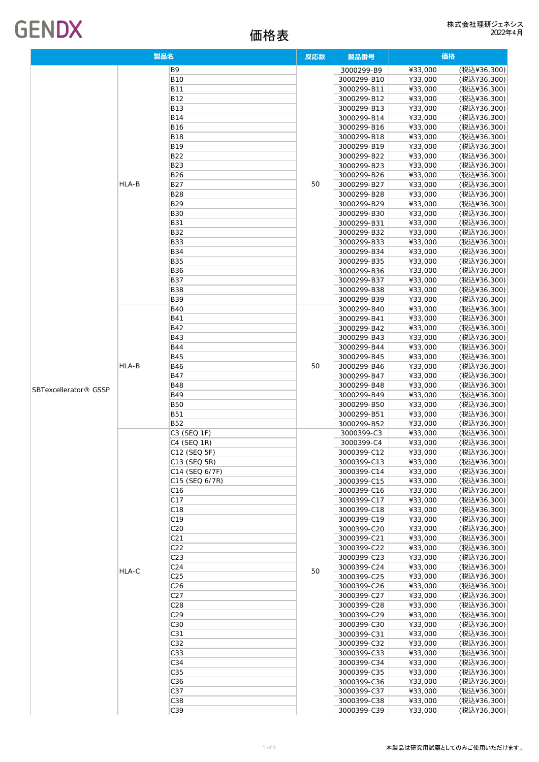# GENDX

# 価格表

株式会社理研ジェネシス
2022年4月

| 製品名 | | | 反応数 | 製品番号 | 価格 | |
|---|---|---|---|---|---|---|
| SBTexcellerator® GSSP | HLA-B | B9 | 50 | 3000299-B9 | ¥33,000 | (税込¥36,300) |
| | | B10 | | 3000299-B10 | ¥33,000 | (税込¥36,300) |
| | | B11 | | 3000299-B11 | ¥33,000 | (税込¥36,300) |
| | | B12 | | 3000299-B12 | ¥33,000 | (税込¥36,300) |
| | | B13 | | 3000299-B13 | ¥33,000 | (税込¥36,300) |
| | | B14 | | 3000299-B14 | ¥33,000 | (税込¥36,300) |
| | | B16 | | 3000299-B16 | ¥33,000 | (税込¥36,300) |
| | | B18 | | 3000299-B18 | ¥33,000 | (税込¥36,300) |
| | | B19 | | 3000299-B19 | ¥33,000 | (税込¥36,300) |
| | | B22 | | 3000299-B22 | ¥33,000 | (税込¥36,300) |
| | | B23 | | 3000299-B23 | ¥33,000 | (税込¥36,300) |
| | | B26 | | 3000299-B26 | ¥33,000 | (税込¥36,300) |
| | | B27 | | 3000299-B27 | ¥33,000 | (税込¥36,300) |
| | | B28 | | 3000299-B28 | ¥33,000 | (税込¥36,300) |
| | | B29 | | 3000299-B29 | ¥33,000 | (税込¥36,300) |
| | | B30 | | 3000299-B30 | ¥33,000 | (税込¥36,300) |
| | | B31 | | 3000299-B31 | ¥33,000 | (税込¥36,300) |
| | | B32 | | 3000299-B32 | ¥33,000 | (税込¥36,300) |
| | | B33 | | 3000299-B33 | ¥33,000 | (税込¥36,300) |
| | | B34 | | 3000299-B34 | ¥33,000 | (税込¥36,300) |
| | | B35 | | 3000299-B35 | ¥33,000 | (税込¥36,300) |
| | | B36 | | 3000299-B36 | ¥33,000 | (税込¥36,300) |
| | | B37 | | 3000299-B37 | ¥33,000 | (税込¥36,300) |
| | | B38 | | 3000299-B38 | ¥33,000 | (税込¥36,300) |
| | | B39 | | 3000299-B39 | ¥33,000 | (税込¥36,300) |
| | HLA-B | B40 | 50 | 3000299-B40 | ¥33,000 | (税込¥36,300) |
| | | B41 | | 3000299-B41 | ¥33,000 | (税込¥36,300) |
| | | B42 | | 3000299-B42 | ¥33,000 | (税込¥36,300) |
| | | B43 | | 3000299-B43 | ¥33,000 | (税込¥36,300) |
| | | B44 | | 3000299-B44 | ¥33,000 | (税込¥36,300) |
| | | B45 | | 3000299-B45 | ¥33,000 | (税込¥36,300) |
| | | B46 | | 3000299-B46 | ¥33,000 | (税込¥36,300) |
| | | B47 | | 3000299-B47 | ¥33,000 | (税込¥36,300) |
| | | B48 | | 3000299-B48 | ¥33,000 | (税込¥36,300) |
| | | B49 | | 3000299-B49 | ¥33,000 | (税込¥36,300) |
| | | B50 | | 3000299-B50 | ¥33,000 | (税込¥36,300) |
| | | B51 | | 3000299-B51 | ¥33,000 | (税込¥36,300) |
| | | B52 | | 3000299-B52 | ¥33,000 | (税込¥36,300) |
| | HLA-C | C3 (SEQ 1F) | 50 | 3000399-C3 | ¥33,000 | (税込¥36,300) |
| | | C4 (SEQ 1R) | | 3000399-C4 | ¥33,000 | (税込¥36,300) |
| | | C12 (SEQ 5F) | | 3000399-C12 | ¥33,000 | (税込¥36,300) |
| | | C13 (SEQ 5R) | | 3000399-C13 | ¥33,000 | (税込¥36,300) |
| | | C14 (SEQ 6/7F) | | 3000399-C14 | ¥33,000 | (税込¥36,300) |
| | | C15 (SEQ 6/7R) | | 3000399-C15 | ¥33,000 | (税込¥36,300) |
| | | C16 | | 3000399-C16 | ¥33,000 | (税込¥36,300) |
| | | C17 | | 3000399-C17 | ¥33,000 | (税込¥36,300) |
| | | C18 | | 3000399-C18 | ¥33,000 | (税込¥36,300) |
| | | C19 | | 3000399-C19 | ¥33,000 | (税込¥36,300) |
| | | C20 | | 3000399-C20 | ¥33,000 | (税込¥36,300) |
| | | C21 | | 3000399-C21 | ¥33,000 | (税込¥36,300) |
| | | C22 | | 3000399-C22 | ¥33,000 | (税込¥36,300) |
| | | C23 | | 3000399-C23 | ¥33,000 | (税込¥36,300) |
| | | C24 | | 3000399-C24 | ¥33,000 | (税込¥36,300) |
| | | C25 | | 3000399-C25 | ¥33,000 | (税込¥36,300) |
| | | C26 | | 3000399-C26 | ¥33,000 | (税込¥36,300) |
| | | C27 | | 3000399-C27 | ¥33,000 | (税込¥36,300) |
| | | C28 | | 3000399-C28 | ¥33,000 | (税込¥36,300) |
| | | C29 | | 3000399-C29 | ¥33,000 | (税込¥36,300) |
| | | C30 | | 3000399-C30 | ¥33,000 | (税込¥36,300) |
| | | C31 | | 3000399-C31 | ¥33,000 | (税込¥36,300) |
| | | C32 | | 3000399-C32 | ¥33,000 | (税込¥36,300) |
| | | C33 | | 3000399-C33 | ¥33,000 | (税込¥36,300) |
| | | C34 | | 3000399-C34 | ¥33,000 | (税込¥36,300) |
| | | C35 | | 3000399-C35 | ¥33,000 | (税込¥36,300) |
| | | C36 | | 3000399-C36 | ¥33,000 | (税込¥36,300) |
| | | C37 | | 3000399-C37 | ¥33,000 | (税込¥36,300) |
| | | C38 | | 3000399-C38 | ¥33,000 | (税込¥36,300) |
| | | C39 | | 3000399-C39 | ¥33,000 | (税込¥36,300) |

本製品は研究用試薬としてのみご使用いただけます。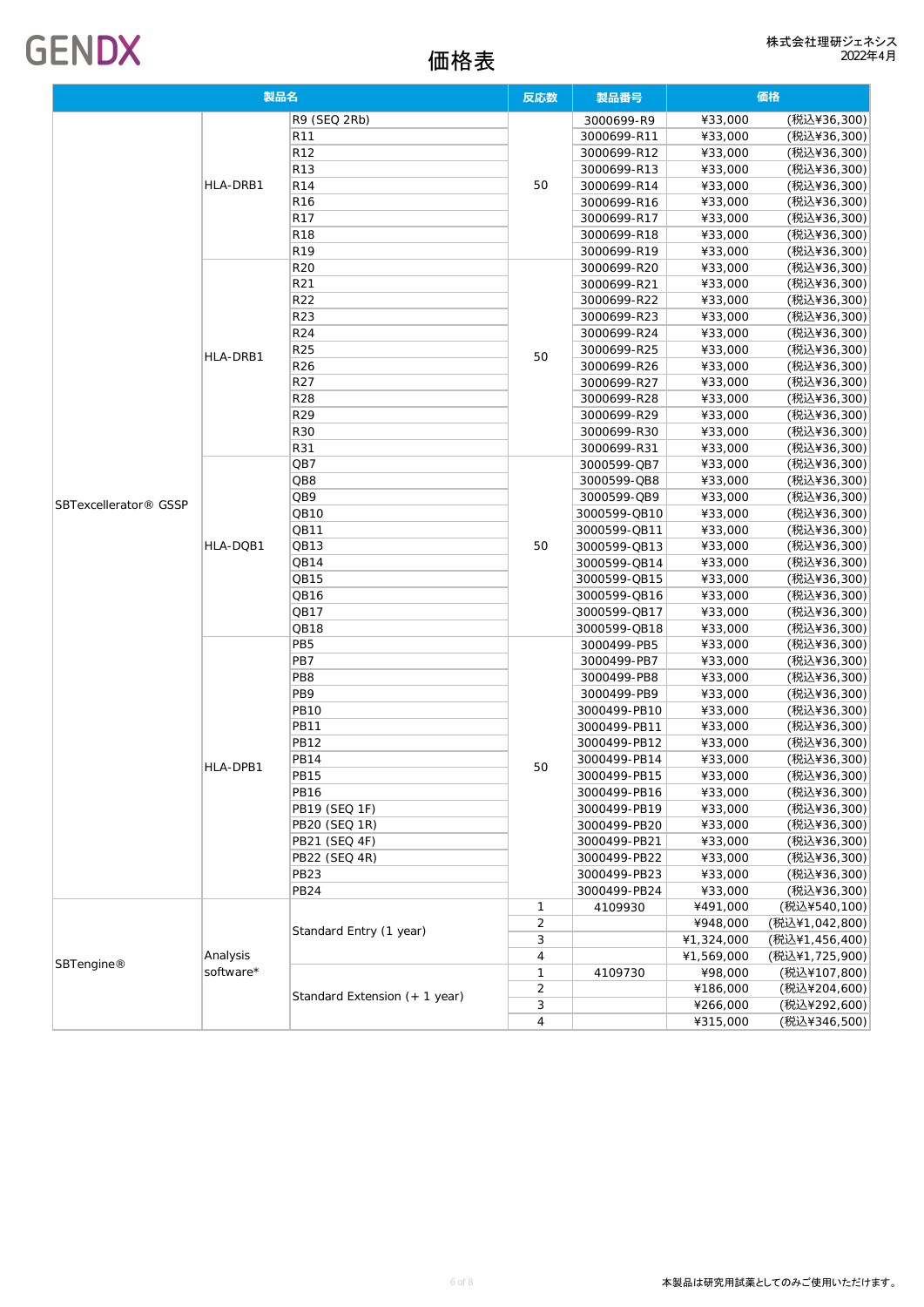GENDX

# 価格表

株式会社理研ジェネシス
2022年4月

| 製品名 | | | 反応数 | 製品番号 | 価格 | |
|---|---|---|---|---|---|---|
| SBTexcellerator® GSSP | HLA-DRB1 | R9 (SEQ 2Rb) | 50 | 3000699-R9 | ¥33,000 | (税込¥36,300) |
| | | R11 | | 3000699-R11 | ¥33,000 | (税込¥36,300) |
| | | R12 | | 3000699-R12 | ¥33,000 | (税込¥36,300) |
| | | R13 | | 3000699-R13 | ¥33,000 | (税込¥36,300) |
| | | R14 | | 3000699-R14 | ¥33,000 | (税込¥36,300) |
| | | R16 | | 3000699-R16 | ¥33,000 | (税込¥36,300) |
| | | R17 | | 3000699-R17 | ¥33,000 | (税込¥36,300) |
| | | R18 | | 3000699-R18 | ¥33,000 | (税込¥36,300) |
| | | R19 | | 3000699-R19 | ¥33,000 | (税込¥36,300) |
| | HLA-DRB1 | R20 | 50 | 3000699-R20 | ¥33,000 | (税込¥36,300) |
| | | R21 | | 3000699-R21 | ¥33,000 | (税込¥36,300) |
| | | R22 | | 3000699-R22 | ¥33,000 | (税込¥36,300) |
| | | R23 | | 3000699-R23 | ¥33,000 | (税込¥36,300) |
| | | R24 | | 3000699-R24 | ¥33,000 | (税込¥36,300) |
| | | R25 | | 3000699-R25 | ¥33,000 | (税込¥36,300) |
| | | R26 | | 3000699-R26 | ¥33,000 | (税込¥36,300) |
| | | R27 | | 3000699-R27 | ¥33,000 | (税込¥36,300) |
| | | R28 | | 3000699-R28 | ¥33,000 | (税込¥36,300) |
| | | R29 | | 3000699-R29 | ¥33,000 | (税込¥36,300) |
| | | R30 | | 3000699-R30 | ¥33,000 | (税込¥36,300) |
| | | R31 | | 3000699-R31 | ¥33,000 | (税込¥36,300) |
| | HLA-DQB1 | QB7 | 50 | 3000599-QB7 | ¥33,000 | (税込¥36,300) |
| | | QB8 | | 3000599-QB8 | ¥33,000 | (税込¥36,300) |
| | | QB9 | | 3000599-QB9 | ¥33,000 | (税込¥36,300) |
| | | QB10 | | 3000599-QB10 | ¥33,000 | (税込¥36,300) |
| | | QB11 | | 3000599-QB11 | ¥33,000 | (税込¥36,300) |
| | | QB13 | | 3000599-QB13 | ¥33,000 | (税込¥36,300) |
| | | QB14 | | 3000599-QB14 | ¥33,000 | (税込¥36,300) |
| | | QB15 | | 3000599-QB15 | ¥33,000 | (税込¥36,300) |
| | | QB16 | | 3000599-QB16 | ¥33,000 | (税込¥36,300) |
| | | QB17 | | 3000599-QB17 | ¥33,000 | (税込¥36,300) |
| | | QB18 | | 3000599-QB18 | ¥33,000 | (税込¥36,300) |
| | HLA-DPB1 | PB5 | 50 | 3000499-PB5 | ¥33,000 | (税込¥36,300) |
| | | PB7 | | 3000499-PB7 | ¥33,000 | (税込¥36,300) |
| | | PB8 | | 3000499-PB8 | ¥33,000 | (税込¥36,300) |
| | | PB9 | | 3000499-PB9 | ¥33,000 | (税込¥36,300) |
| | | PB10 | | 3000499-PB10 | ¥33,000 | (税込¥36,300) |
| | | PB11 | | 3000499-PB11 | ¥33,000 | (税込¥36,300) |
| | | PB12 | | 3000499-PB12 | ¥33,000 | (税込¥36,300) |
| | | PB14 | | 3000499-PB14 | ¥33,000 | (税込¥36,300) |
| | | PB15 | | 3000499-PB15 | ¥33,000 | (税込¥36,300) |
| | | PB16 | | 3000499-PB16 | ¥33,000 | (税込¥36,300) |
| | | PB19 (SEQ 1F) | | 3000499-PB19 | ¥33,000 | (税込¥36,300) |
| | | PB20 (SEQ 1R) | | 3000499-PB20 | ¥33,000 | (税込¥36,300) |
| | | PB21 (SEQ 4F) | | 3000499-PB21 | ¥33,000 | (税込¥36,300) |
| | | PB22 (SEQ 4R) | | 3000499-PB22 | ¥33,000 | (税込¥36,300) |
| | | PB23 | | 3000499-PB23 | ¥33,000 | (税込¥36,300) |
| | | PB24 | | 3000499-PB24 | ¥33,000 | (税込¥36,300) |
| SBTengine® | Analysis software* | Standard Entry (1 year) | 1 | 4109930 | ¥491,000 | (税込¥540,100) |
| | | | 2 | | ¥948,000 | (税込¥1,042,800) |
| | | | 3 | | ¥1,324,000 | (税込¥1,456,400) |
| | | | 4 | | ¥1,569,000 | (税込¥1,725,900) |
| | | Standard Extension (+ 1 year) | 1 | 4109730 | ¥98,000 | (税込¥107,800) |
| | | | 2 | | ¥186,000 | (税込¥204,600) |
| | | | 3 | | ¥266,000 | (税込¥292,600) |
| | | | 4 | | ¥315,000 | (税込¥346,500) |

本製品は研究用試薬としてのみご使用いただけます。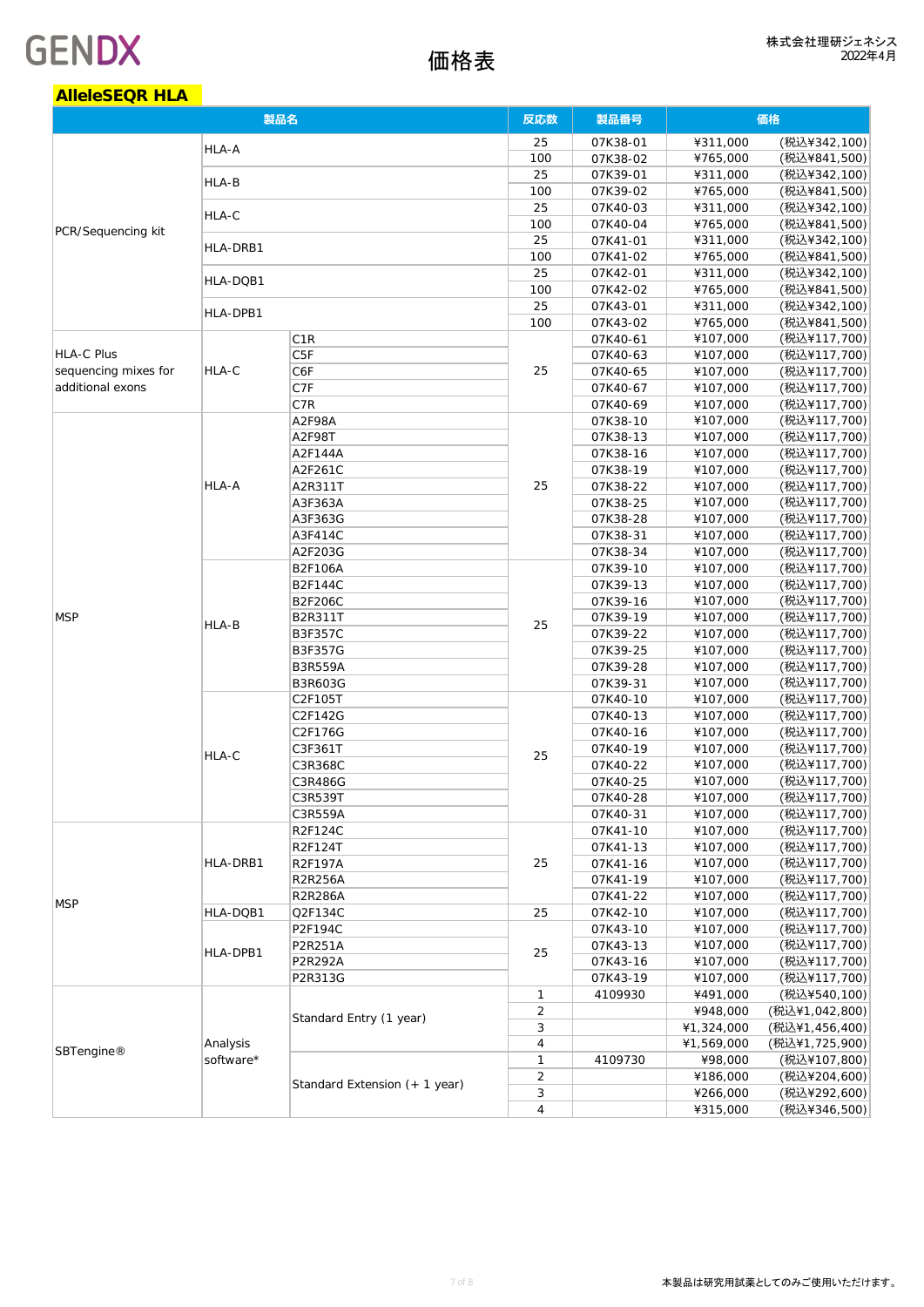GENDX

# 価格表

株式会社理研ジェネシス
2022年4月

## AlleleSEQR HLA

| 製品名 | | | 反応数 | 製品番号 | 価格 | |
|---|---|---|---|---|---|---|
| PCR/Sequencing kit | HLA-A | | 25 | 07K38-01 | ¥311,000 | (税込¥342,100) |
| | | | 100 | 07K38-02 | ¥765,000 | (税込¥841,500) |
| | HLA-B | | 25 | 07K39-01 | ¥311,000 | (税込¥342,100) |
| | | | 100 | 07K39-02 | ¥765,000 | (税込¥841,500) |
| | HLA-C | | 25 | 07K40-03 | ¥311,000 | (税込¥342,100) |
| | | | 100 | 07K40-04 | ¥765,000 | (税込¥841,500) |
| | HLA-DRB1 | | 25 | 07K41-01 | ¥311,000 | (税込¥342,100) |
| | | | 100 | 07K41-02 | ¥765,000 | (税込¥841,500) |
| | HLA-DQB1 | | 25 | 07K42-01 | ¥311,000 | (税込¥342,100) |
| | | | 100 | 07K42-02 | ¥765,000 | (税込¥841,500) |
| | HLA-DPB1 | | 25 | 07K43-01 | ¥311,000 | (税込¥342,100) |
| | | | 100 | 07K43-02 | ¥765,000 | (税込¥841,500) |
| HLA-C Plus sequencing mixes for additional exons | HLA-C | C1R | 25 | 07K40-61 | ¥107,000 | (税込¥117,700) |
| | | C5F | | 07K40-63 | ¥107,000 | (税込¥117,700) |
| | | C6F | | 07K40-65 | ¥107,000 | (税込¥117,700) |
| | | C7F | | 07K40-67 | ¥107,000 | (税込¥117,700) |
| | | C7R | | 07K40-69 | ¥107,000 | (税込¥117,700) |
| MSP | HLA-A | A2F98A | 25 | 07K38-10 | ¥107,000 | (税込¥117,700) |
| | | A2F98T | | 07K38-13 | ¥107,000 | (税込¥117,700) |
| | | A2F144A | | 07K38-16 | ¥107,000 | (税込¥117,700) |
| | | A2F261C | | 07K38-19 | ¥107,000 | (税込¥117,700) |
| | | A2R311T | | 07K38-22 | ¥107,000 | (税込¥117,700) |
| | | A3F363A | | 07K38-25 | ¥107,000 | (税込¥117,700) |
| | | A3F363G | | 07K38-28 | ¥107,000 | (税込¥117,700) |
| | | A3F414C | | 07K38-31 | ¥107,000 | (税込¥117,700) |
| | | A2F203G | | 07K38-34 | ¥107,000 | (税込¥117,700) |
| | HLA-B | B2F106A | 25 | 07K39-10 | ¥107,000 | (税込¥117,700) |
| | | B2F144C | | 07K39-13 | ¥107,000 | (税込¥117,700) |
| | | B2F206C | | 07K39-16 | ¥107,000 | (税込¥117,700) |
| | | B2R311T | | 07K39-19 | ¥107,000 | (税込¥117,700) |
| | | B3F357C | | 07K39-22 | ¥107,000 | (税込¥117,700) |
| | | B3F357G | | 07K39-25 | ¥107,000 | (税込¥117,700) |
| | | B3R559A | | 07K39-28 | ¥107,000 | (税込¥117,700) |
| | | B3R603G | | 07K39-31 | ¥107,000 | (税込¥117,700) |
| | HLA-C | C2F105T | 25 | 07K40-10 | ¥107,000 | (税込¥117,700) |
| | | C2F142G | | 07K40-13 | ¥107,000 | (税込¥117,700) |
| | | C2F176G | | 07K40-16 | ¥107,000 | (税込¥117,700) |
| | | C3F361T | | 07K40-19 | ¥107,000 | (税込¥117,700) |
| | | C3R368C | | 07K40-22 | ¥107,000 | (税込¥117,700) |
| | | C3R486G | | 07K40-25 | ¥107,000 | (税込¥117,700) |
| | | C3R539T | | 07K40-28 | ¥107,000 | (税込¥117,700) |
| | | C3R559A | | 07K40-31 | ¥107,000 | (税込¥117,700) |
| MSP | HLA-DRB1 | R2F124C | 25 | 07K41-10 | ¥107,000 | (税込¥117,700) |
| | | R2F124T | | 07K41-13 | ¥107,000 | (税込¥117,700) |
| | | R2F197A | | 07K41-16 | ¥107,000 | (税込¥117,700) |
| | | R2R256A | | 07K41-19 | ¥107,000 | (税込¥117,700) |
| | | R2R286A | | 07K41-22 | ¥107,000 | (税込¥117,700) |
| | HLA-DQB1 | Q2F134C | 25 | 07K42-10 | ¥107,000 | (税込¥117,700) |
| | HLA-DPB1 | P2F194C | 25 | 07K43-10 | ¥107,000 | (税込¥117,700) |
| | | P2R251A | | 07K43-13 | ¥107,000 | (税込¥117,700) |
| | | P2R292A | | 07K43-16 | ¥107,000 | (税込¥117,700) |
| | | P2R313G | | 07K43-19 | ¥107,000 | (税込¥117,700) |
| SBTengine® | Analysis software* | Standard Entry (1 year) | 1 | 4109930 | ¥491,000 | (税込¥540,100) |
| | | | 2 | | ¥948,000 | (税込¥1,042,800) |
| | | | 3 | | ¥1,324,000 | (税込¥1,456,400) |
| | | | 4 | | ¥1,569,000 | (税込¥1,725,900) |
| | | Standard Extension (+ 1 year) | 1 | 4109730 | ¥98,000 | (税込¥107,800) |
| | | | 2 | | ¥186,000 | (税込¥204,600) |
| | | | 3 | | ¥266,000 | (税込¥292,600) |
| | | | 4 | | ¥315,000 | (税込¥346,500) |

本製品は研究用試薬としてのみご使用いただけます。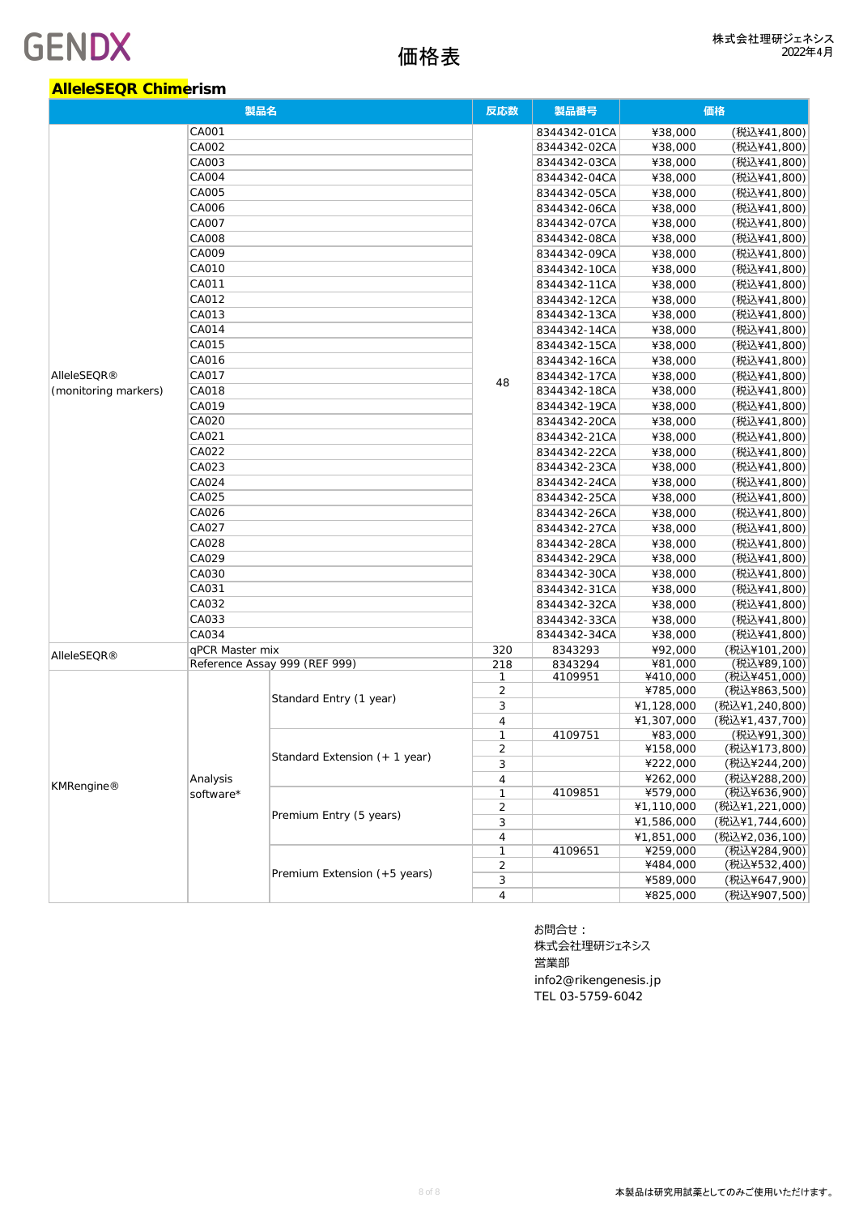GENDX

# 価格表

株式会社理研ジェネシス
2022年4月

## AlleleSEQR Chimerism

| 製品名 | | | 反応数 | 製品番号 | 価格 | |
|---|---|---|---|---|---|---|
| AlleleSEQR® (monitoring markers) | CA001 | | 48 | 8344342-01CA | ¥38,000 | (税込¥41,800) |
| | CA002 | | | 8344342-02CA | ¥38,000 | (税込¥41,800) |
| | CA003 | | | 8344342-03CA | ¥38,000 | (税込¥41,800) |
| | CA004 | | | 8344342-04CA | ¥38,000 | (税込¥41,800) |
| | CA005 | | | 8344342-05CA | ¥38,000 | (税込¥41,800) |
| | CA006 | | | 8344342-06CA | ¥38,000 | (税込¥41,800) |
| | CA007 | | | 8344342-07CA | ¥38,000 | (税込¥41,800) |
| | CA008 | | | 8344342-08CA | ¥38,000 | (税込¥41,800) |
| | CA009 | | | 8344342-09CA | ¥38,000 | (税込¥41,800) |
| | CA010 | | | 8344342-10CA | ¥38,000 | (税込¥41,800) |
| | CA011 | | | 8344342-11CA | ¥38,000 | (税込¥41,800) |
| | CA012 | | | 8344342-12CA | ¥38,000 | (税込¥41,800) |
| | CA013 | | | 8344342-13CA | ¥38,000 | (税込¥41,800) |
| | CA014 | | | 8344342-14CA | ¥38,000 | (税込¥41,800) |
| | CA015 | | | 8344342-15CA | ¥38,000 | (税込¥41,800) |
| | CA016 | | | 8344342-16CA | ¥38,000 | (税込¥41,800) |
| | CA017 | | | 8344342-17CA | ¥38,000 | (税込¥41,800) |
| | CA018 | | | 8344342-18CA | ¥38,000 | (税込¥41,800) |
| | CA019 | | | 8344342-19CA | ¥38,000 | (税込¥41,800) |
| | CA020 | | | 8344342-20CA | ¥38,000 | (税込¥41,800) |
| | CA021 | | | 8344342-21CA | ¥38,000 | (税込¥41,800) |
| | CA022 | | | 8344342-22CA | ¥38,000 | (税込¥41,800) |
| | CA023 | | | 8344342-23CA | ¥38,000 | (税込¥41,800) |
| | CA024 | | | 8344342-24CA | ¥38,000 | (税込¥41,800) |
| | CA025 | | | 8344342-25CA | ¥38,000 | (税込¥41,800) |
| | CA026 | | | 8344342-26CA | ¥38,000 | (税込¥41,800) |
| | CA027 | | | 8344342-27CA | ¥38,000 | (税込¥41,800) |
| | CA028 | | | 8344342-28CA | ¥38,000 | (税込¥41,800) |
| | CA029 | | | 8344342-29CA | ¥38,000 | (税込¥41,800) |
| | CA030 | | | 8344342-30CA | ¥38,000 | (税込¥41,800) |
| | CA031 | | | 8344342-31CA | ¥38,000 | (税込¥41,800) |
| | CA032 | | | 8344342-32CA | ¥38,000 | (税込¥41,800) |
| | CA033 | | | 8344342-33CA | ¥38,000 | (税込¥41,800) |
| | CA034 | | | 8344342-34CA | ¥38,000 | (税込¥41,800) |
| AlleleSEQR® | qPCR Master mix | | 320 | 8343293 | ¥92,000 | (税込¥101,200) |
| | Reference Assay 999 (REF 999) | | 218 | 8343294 | ¥81,000 | (税込¥89,100) |
| KMRengine® | Analysis software* | Standard Entry (1 year) | 1 | 4109951 | ¥410,000 | (税込¥451,000) |
| | | | 2 | | ¥785,000 | (税込¥863,500) |
| | | | 3 | | ¥1,128,000 | (税込¥1,240,800) |
| | | | 4 | | ¥1,307,000 | (税込¥1,437,700) |
| | | Standard Extension (+ 1 year) | 1 | 4109751 | ¥83,000 | (税込¥91,300) |
| | | | 2 | | ¥158,000 | (税込¥173,800) |
| | | | 3 | | ¥222,000 | (税込¥244,200) |
| | | | 4 | | ¥262,000 | (税込¥288,200) |
| | | Premium Entry (5 years) | 1 | 4109851 | ¥579,000 | (税込¥636,900) |
| | | | 2 | | ¥1,110,000 | (税込¥1,221,000) |
| | | | 3 | | ¥1,586,000 | (税込¥1,744,600) |
| | | | 4 | | ¥1,851,000 | (税込¥2,036,100) |
| | | Premium Extension (+5 years) | 1 | 4109651 | ¥259,000 | (税込¥284,900) |
| | | | 2 | | ¥484,000 | (税込¥532,400) |
| | | | 3 | | ¥589,000 | (税込¥647,900) |
| | | | 4 | | ¥825,000 | (税込¥907,500) |

お問合せ：
株式会社理研ジェネシス
営業部
info2@rikengenesis.jp
TEL 03-5759-6042

本製品は研究用試薬としてのみご使用いただけます。